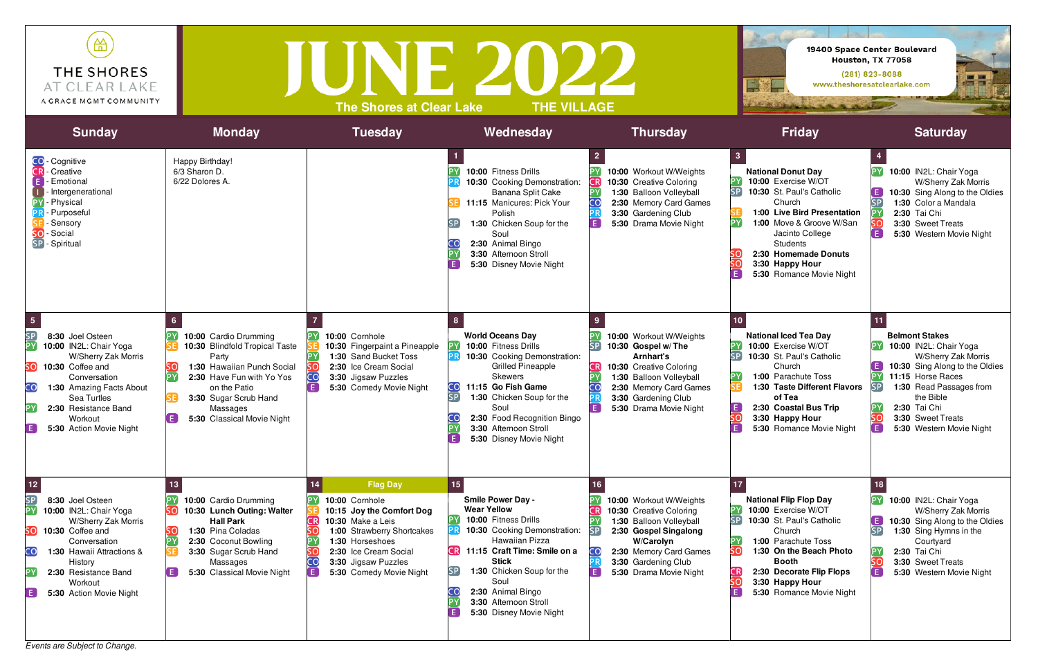THE SHORES AT CLEAR LAKE
A GRACE MGMT COMMUNITY

# JUNE 2022

The Shores at Clear Lake THE VILLAGE

19400 Space Center Boulevard
Houston, TX 77058
(281) 823-8088
www.theshoresatclearlake.com

| Sunday | Monday | Tuesday | Wednesday | Thursday | Friday | Saturday |
|---|---|---|---|---|---|---|
| CO - Cognitive<br>CR - Creative<br>E - Emotional<br>I - Intergenerational<br>PY - Physical<br>PR - Purposeful<br>SE - Sensory<br>SO - Social<br>SP - Spiritual | Happy Birthday!<br>6/3 Sharon D.<br>6/22 Dolores A. | | **1**<br>PY **10:00** Fitness Drills<br>PR **10:30** Cooking Demonstration: Banana Split Cake<br>SE **11:15** Manicures: Pick Your Polish<br>SP **1:30** Chicken Soup for the Soul<br>CO **2:30** Animal Bingo<br>PY **3:30** Afternoon Stroll<br>E **5:30** Disney Movie Night | **2**<br>PY **10:00** Workout W/Weights<br>CR **10:30** Creative Coloring<br>PY **1:30** Balloon Volleyball<br>CO **2:30** Memory Card Games<br>PR **3:30** Gardening Club<br>E **5:30** Drama Movie Night | **3**<br>**National Donut Day**<br>PY **10:00** Exercise W/OT<br>SP **10:30** St. Paul's Catholic Church<br>SE **1:00 Live Bird Presentation**<br>PY **1:00** Move & Groove W/San Jacinto College Students<br>SO **2:30 Homemade Donuts**<br>SO **3:30 Happy Hour**<br>E **5:30** Romance Movie Night | **4**<br>PY **10:00** IN2L: Chair Yoga W/Sherry Zak Morris<br>E **10:30** Sing Along to the Oldies<br>SP **1:30** Color a Mandala<br>PY **2:30** Tai Chi<br>SO **3:30** Sweet Treats<br>E **5:30** Western Movie Night |
| **5**<br>SP **8:30** Joel Osteen<br>PY **10:00** IN2L: Chair Yoga W/Sherry Zak Morris<br>SO **10:30** Coffee and Conversation<br>CO **1:30** Amazing Facts About Sea Turtles<br>PY **2:30** Resistance Band Workout<br>E **5:30** Action Movie Night | **6**<br>PY **10:00** Cardio Drumming<br>SE **10:30** Blindfold Tropical Taste Party<br>SO **1:30** Hawaiian Punch Social<br>PY **2:30** Have Fun with Yo Yos on the Patio<br>SE **3:30** Sugar Scrub Hand Massages<br>E **5:30** Classical Movie Night | **7**<br>PY **10:00** Cornhole<br>SE **10:30** Fingerpaint a Pineapple<br>PY **1:30** Sand Bucket Toss<br>SO **2:30** Ice Cream Social<br>CO **3:30** Jigsaw Puzzles<br>E **5:30** Comedy Movie Night | **8**<br>**World Oceans Day**<br>PY **10:00** Fitness Drills<br>PR **10:30** Cooking Demonstration: Grilled Pineapple Skewers<br>CO **11:15 Go Fish Game**<br>SP **1:30** Chicken Soup for the Soul<br>CO **2:30** Food Recognition Bingo<br>PY **3:30** Afternoon Stroll<br>E **5:30** Disney Movie Night | **9**<br>PY **10:00** Workout W/Weights<br>SP **10:30 Gospel w/ The Arnhart's**<br>CR **10:30** Creative Coloring<br>PY **1:30** Balloon Volleyball<br>CO **2:30** Memory Card Games<br>PR **3:30** Gardening Club<br>E **5:30** Drama Movie Night | **10**<br>**National Iced Tea Day**<br>PY **10:00** Exercise W/OT<br>SP **10:30** St. Paul's Catholic Church<br>PY **1:00** Parachute Toss<br>SE **1:30 Taste Different Flavors of Tea**<br>E **2:30 Coastal Bus Trip**<br>SO **3:30 Happy Hour**<br>E **5:30** Romance Movie Night | **11**<br>**Belmont Stakes**<br>PY **10:00** IN2L: Chair Yoga W/Sherry Zak Morris<br>E **10:30** Sing Along to the Oldies<br>PY **11:15** Horse Races<br>SP **1:30** Read Passages from the Bible<br>PY **2:30** Tai Chi<br>SO **3:30** Sweet Treats<br>E **5:30** Western Movie Night |
| **12**<br>SP **8:30** Joel Osteen<br>PY **10:00** IN2L: Chair Yoga W/Sherry Zak Morris<br>SO **10:30** Coffee and Conversation<br>CO **1:30** Hawaii Attractions & History<br>PY **2:30** Resistance Band Workout<br>E **5:30** Action Movie Night | **13**<br>PY **10:00** Cardio Drumming<br>SO **10:30 Lunch Outing: Walter Hall Park**<br>SO **1:30** Pina Coladas<br>PY **2:30** Coconut Bowling<br>SE **3:30** Sugar Scrub Hand Massages<br>E **5:30** Classical Movie Night | **14** **Flag Day**<br>PY **10:00** Cornhole<br>SE **10:15 Joy the Comfort Dog**<br>CR **10:30** Make a Leis<br>SO **1:00** Strawberry Shortcakes<br>PY **1:30** Horseshoes<br>SO **2:30** Ice Cream Social<br>CO **3:30** Jigsaw Puzzles<br>E **5:30** Comedy Movie Night | **15**<br>**Smile Power Day - Wear Yellow**<br>PY **10:00** Fitness Drills<br>PR **10:30** Cooking Demonstration: Hawaiian Pizza<br>CR **11:15 Craft Time: Smile on a Stick**<br>SP **1:30** Chicken Soup for the Soul<br>CO **2:30** Animal Bingo<br>PY **3:30** Afternoon Stroll<br>E **5:30** Disney Movie Night | **16**<br>PY **10:00** Workout W/Weights<br>CR **10:30** Creative Coloring<br>PY **1:30** Balloon Volleyball<br>SP **2:30 Gospel Singalong W/Carolyn**<br>CO **2:30** Memory Card Games<br>PR **3:30** Gardening Club<br>E **5:30** Drama Movie Night | **17**<br>**National Flip Flop Day**<br>PY **10:00** Exercise W/OT<br>SP **10:30** St. Paul's Catholic Church<br>PY **1:00** Parachute Toss<br>SO **1:30 On the Beach Photo Booth**<br>CR **2:30 Decorate Flip Flops**<br>SO **3:30 Happy Hour**<br>E **5:30** Romance Movie Night | **18**<br>PY **10:00** IN2L: Chair Yoga W/Sherry Zak Morris<br>E **10:30** Sing Along to the Oldies<br>SP **1:30** Sing Hymns in the Courtyard<br>PY **2:30** Tai Chi<br>SO **3:30** Sweet Treats<br>E **5:30** Western Movie Night |

*Events are Subject to Change.*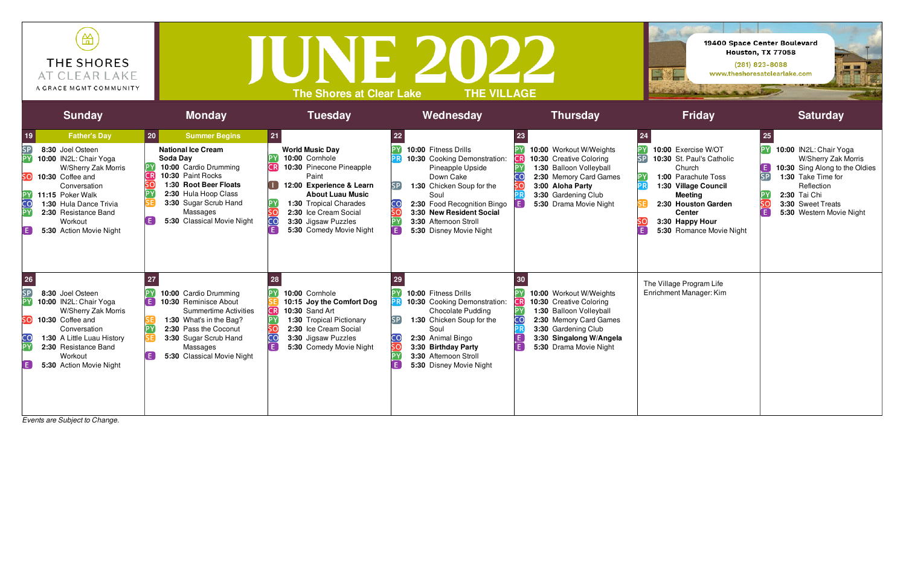THE SHORES AT CLEAR LAKE
A GRACE MGMT COMMUNITY

# JUNE 2022

The Shores at Clear Lake THE VILLAGE

19400 Space Center Boulevard
Houston, TX 77058
(281) 823-8088
www.theshoresatclearlake.com

| Sunday | Monday | Tuesday | Wednesday | Thursday | Friday | Saturday |
|---|---|---|---|---|---|---|
| 19 **Father's Day**<br>SP 8:30 Joel Osteen<br>PY 10:00 IN2L: Chair Yoga W/Sherry Zak Morris<br>SO 10:30 Coffee and Conversation<br>PY 11:15 Poker Walk<br>CO 1:30 Hula Dance Trivia<br>PY 2:30 Resistance Band Workout<br>E 5:30 Action Movie Night | 20 **Summer Begins**<br>**National Ice Cream Soda Day**<br>PY 10:00 Cardio Drumming<br>CR 10:30 Paint Rocks<br>SO **1:30 Root Beer Floats**<br>PY 2:30 Hula Hoop Class<br>SE 3:30 Sugar Scrub Hand Massages<br>E 5:30 Classical Movie Night | 21<br>**World Music Day**<br>PY 10:00 Cornhole<br>CR 10:30 Pinecone Pineapple Paint<br>I **12:00 Experience & Learn About Luau Music**<br>PY 1:30 Tropical Charades<br>SO 2:30 Ice Cream Social<br>CO 3:30 Jigsaw Puzzles<br>E 5:30 Comedy Movie Night | 22<br>PY 10:00 Fitness Drills<br>PR 10:30 Cooking Demonstration: Pineapple Upside Down Cake<br>SP 1:30 Chicken Soup for the Soul<br>CO 2:30 Food Recognition Bingo<br>SO **3:30 New Resident Social**<br>PY 3:30 Afternoon Stroll<br>E 5:30 Disney Movie Night | 23<br>PY 10:00 Workout W/Weights<br>CR 10:30 Creative Coloring<br>PY 1:30 Balloon Volleyball<br>CO 2:30 Memory Card Games<br>SO **3:00 Aloha Party**<br>PR 3:30 Gardening Club<br>E 5:30 Drama Movie Night | 24<br>PY 10:00 Exercise W/OT<br>SP 10:30 St. Paul's Catholic Church<br>PY 1:00 Parachute Toss<br>PR **1:30 Village Council Meeting**<br>SE **2:30 Houston Garden Center**<br>SO **3:30 Happy Hour**<br>E 5:30 Romance Movie Night | 25<br>PY 10:00 IN2L: Chair Yoga W/Sherry Zak Morris<br>E 10:30 Sing Along to the Oldies<br>SP 1:30 Take Time for Reflection<br>PY 2:30 Tai Chi<br>SO 3:30 Sweet Treats<br>E 5:30 Western Movie Night |
| 26<br>SP 8:30 Joel Osteen<br>PY 10:00 IN2L: Chair Yoga W/Sherry Zak Morris<br>SO 10:30 Coffee and Conversation<br>CO 1:30 A Little Luau History<br>PY 2:30 Resistance Band Workout<br>E 5:30 Action Movie Night | 27<br>PY 10:00 Cardio Drumming<br>E 10:30 Reminisce About Summertime Activities<br>SE 1:30 What's in the Bag?<br>PY 2:30 Pass the Coconut<br>SE 3:30 Sugar Scrub Hand Massages<br>E 5:30 Classical Movie Night | 28<br>PY 10:00 Cornhole<br>SE **10:15 Joy the Comfort Dog**<br>CR 10:30 Sand Art<br>PY 1:30 Tropical Pictionary<br>SO 2:30 Ice Cream Social<br>CO 3:30 Jigsaw Puzzles<br>E 5:30 Comedy Movie Night | 29<br>PY 10:00 Fitness Drills<br>PR 10:30 Cooking Demonstration: Chocolate Pudding<br>SP 1:30 Chicken Soup for the Soul<br>CO 2:30 Animal Bingo<br>SO **3:30 Birthday Party**<br>PY 3:30 Afternoon Stroll<br>E 5:30 Disney Movie Night | 30<br>PY 10:00 Workout W/Weights<br>CR 10:30 Creative Coloring<br>PY 1:30 Balloon Volleyball<br>CO 2:30 Memory Card Games<br>PR 3:30 Gardening Club<br>E **3:30 Singalong W/Angela**<br>E 5:30 Drama Movie Night | The Village Program Life Enrichment Manager: Kim | |

*Events are Subject to Change.*